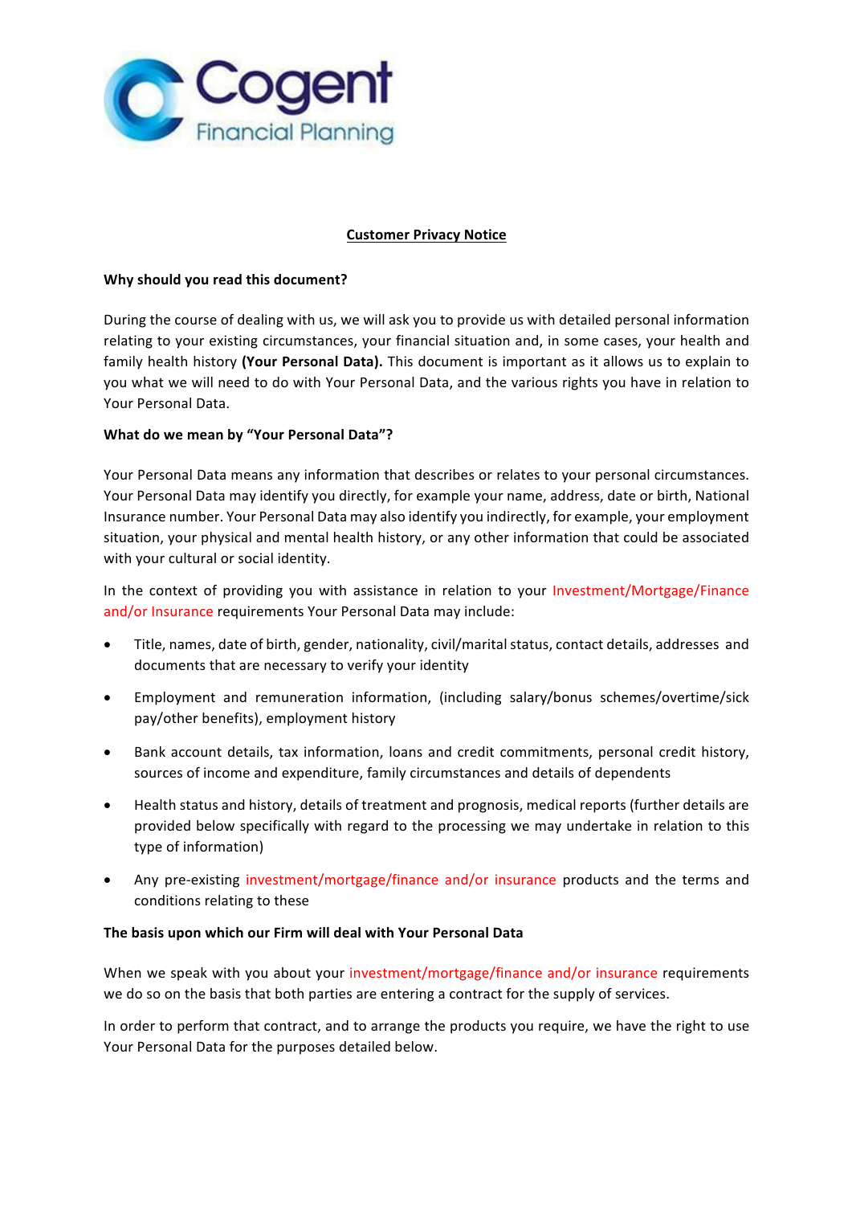Cogent Financial Planning

## Customer Privacy Notice

**Why should you read this document?**

During the course of dealing with us, we will ask you to provide us with detailed personal information relating to your existing circumstances, your financial situation and, in some cases, your health and family health history **(Your Personal Data).** This document is important as it allows us to explain to you what we will need to do with Your Personal Data, and the various rights you have in relation to Your Personal Data.

**What do we mean by "Your Personal Data"?**

Your Personal Data means any information that describes or relates to your personal circumstances. Your Personal Data may identify you directly, for example your name, address, date or birth, National Insurance number. Your Personal Data may also identify you indirectly, for example, your employment situation, your physical and mental health history, or any other information that could be associated with your cultural or social identity.

In the context of providing you with assistance in relation to your Investment/Mortgage/Finance and/or Insurance requirements Your Personal Data may include:

- Title, names, date of birth, gender, nationality, civil/marital status, contact details, addresses and documents that are necessary to verify your identity
- Employment and remuneration information, (including salary/bonus schemes/overtime/sick pay/other benefits), employment history
- Bank account details, tax information, loans and credit commitments, personal credit history, sources of income and expenditure, family circumstances and details of dependents
- Health status and history, details of treatment and prognosis, medical reports (further details are provided below specifically with regard to the processing we may undertake in relation to this type of information)
- Any pre-existing investment/mortgage/finance and/or insurance products and the terms and conditions relating to these

**The basis upon which our Firm will deal with Your Personal Data**

When we speak with you about your investment/mortgage/finance and/or insurance requirements we do so on the basis that both parties are entering a contract for the supply of services.

In order to perform that contract, and to arrange the products you require, we have the right to use Your Personal Data for the purposes detailed below.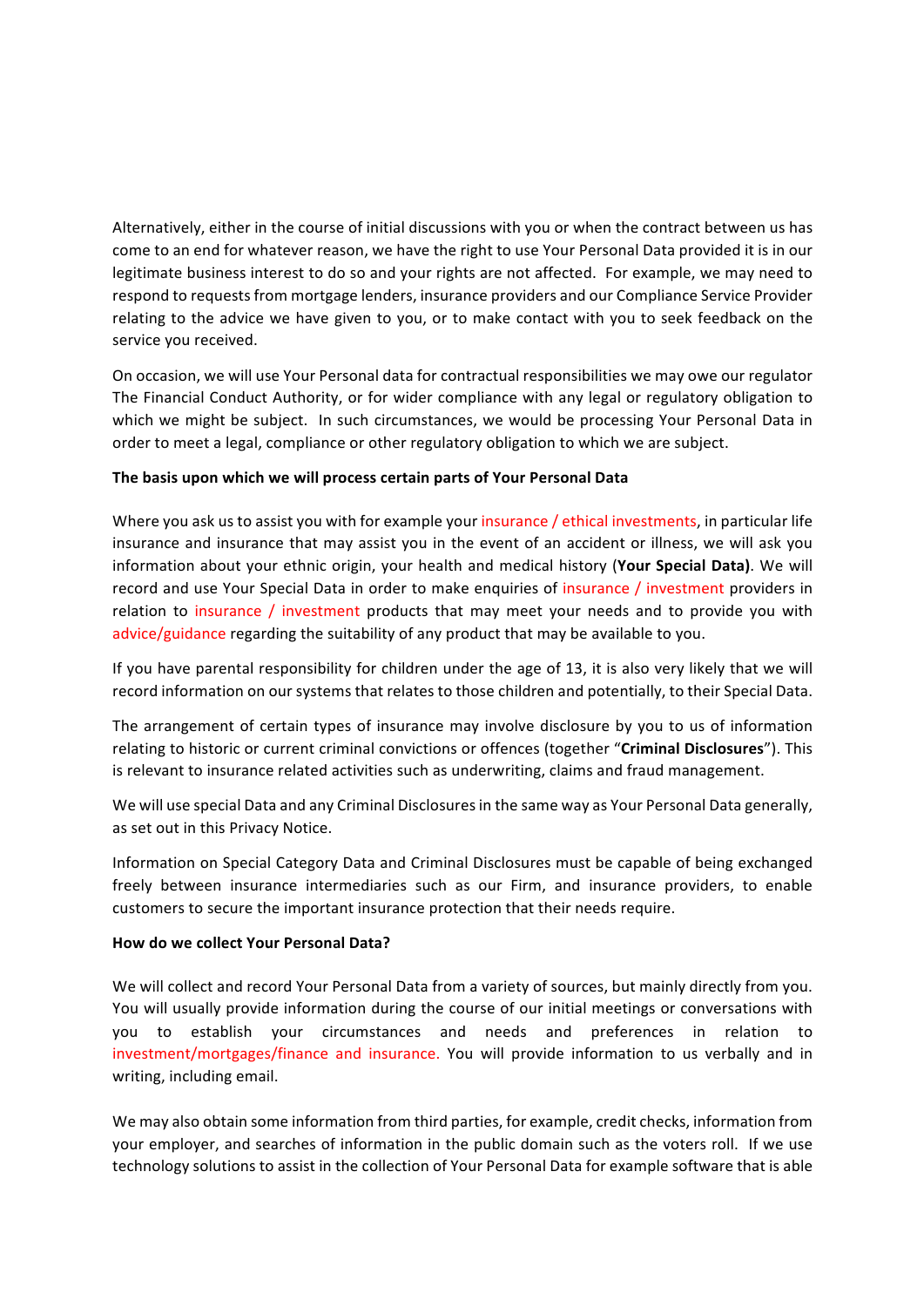Alternatively, either in the course of initial discussions with you or when the contract between us has come to an end for whatever reason, we have the right to use Your Personal Data provided it is in our legitimate business interest to do so and your rights are not affected. For example, we may need to respond to requests from mortgage lenders, insurance providers and our Compliance Service Provider relating to the advice we have given to you, or to make contact with you to seek feedback on the service you received.

On occasion, we will use Your Personal data for contractual responsibilities we may owe our regulator The Financial Conduct Authority, or for wider compliance with any legal or regulatory obligation to which we might be subject. In such circumstances, we would be processing Your Personal Data in order to meet a legal, compliance or other regulatory obligation to which we are subject.

**The basis upon which we will process certain parts of Your Personal Data**

Where you ask us to assist you with for example your insurance / ethical investments, in particular life insurance and insurance that may assist you in the event of an accident or illness, we will ask you information about your ethnic origin, your health and medical history (**Your Special Data)**. We will record and use Your Special Data in order to make enquiries of insurance / investment providers in relation to insurance / investment products that may meet your needs and to provide you with advice/guidance regarding the suitability of any product that may be available to you.

If you have parental responsibility for children under the age of 13, it is also very likely that we will record information on our systems that relates to those children and potentially, to their Special Data.

The arrangement of certain types of insurance may involve disclosure by you to us of information relating to historic or current criminal convictions or offences (together "**Criminal Disclosures**"). This is relevant to insurance related activities such as underwriting, claims and fraud management.

We will use special Data and any Criminal Disclosures in the same way as Your Personal Data generally, as set out in this Privacy Notice.

Information on Special Category Data and Criminal Disclosures must be capable of being exchanged freely between insurance intermediaries such as our Firm, and insurance providers, to enable customers to secure the important insurance protection that their needs require.

**How do we collect Your Personal Data?**

We will collect and record Your Personal Data from a variety of sources, but mainly directly from you. You will usually provide information during the course of our initial meetings or conversations with you to establish your circumstances and needs and preferences in relation to investment/mortgages/finance and insurance. You will provide information to us verbally and in writing, including email.

We may also obtain some information from third parties, for example, credit checks, information from your employer, and searches of information in the public domain such as the voters roll. If we use technology solutions to assist in the collection of Your Personal Data for example software that is able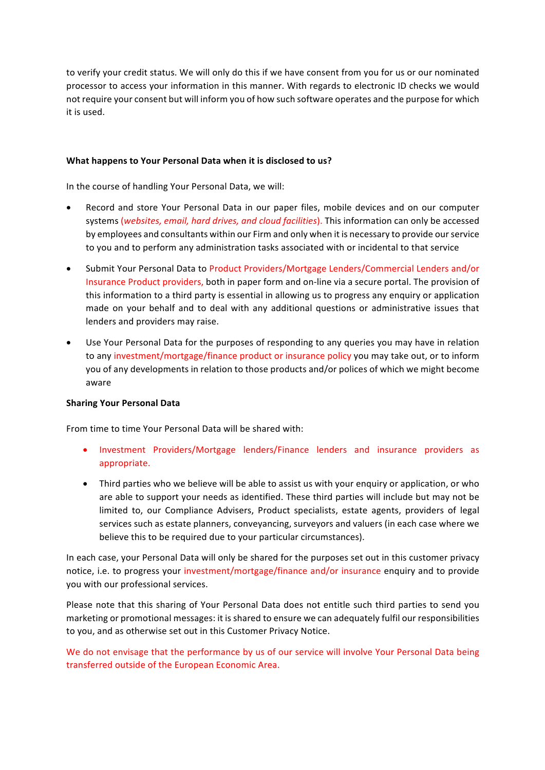to verify your credit status. We will only do this if we have consent from you for us or our nominated processor to access your information in this manner. With regards to electronic ID checks we would not require your consent but will inform you of how such software operates and the purpose for which it is used.

**What happens to Your Personal Data when it is disclosed to us?**

In the course of handling Your Personal Data, we will:

- Record and store Your Personal Data in our paper files, mobile devices and on our computer systems (*websites, email, hard drives, and cloud facilities*). This information can only be accessed by employees and consultants within our Firm and only when it is necessary to provide our service to you and to perform any administration tasks associated with or incidental to that service
- Submit Your Personal Data to Product Providers/Mortgage Lenders/Commercial Lenders and/or Insurance Product providers, both in paper form and on-line via a secure portal. The provision of this information to a third party is essential in allowing us to progress any enquiry or application made on your behalf and to deal with any additional questions or administrative issues that lenders and providers may raise.
- Use Your Personal Data for the purposes of responding to any queries you may have in relation to any investment/mortgage/finance product or insurance policy you may take out, or to inform you of any developments in relation to those products and/or polices of which we might become aware

**Sharing Your Personal Data**

From time to time Your Personal Data will be shared with:

- Investment Providers/Mortgage lenders/Finance lenders and insurance providers as appropriate.
- Third parties who we believe will be able to assist us with your enquiry or application, or who are able to support your needs as identified. These third parties will include but may not be limited to, our Compliance Advisers, Product specialists, estate agents, providers of legal services such as estate planners, conveyancing, surveyors and valuers (in each case where we believe this to be required due to your particular circumstances).

In each case, your Personal Data will only be shared for the purposes set out in this customer privacy notice, i.e. to progress your investment/mortgage/finance and/or insurance enquiry and to provide you with our professional services.

Please note that this sharing of Your Personal Data does not entitle such third parties to send you marketing or promotional messages: it is shared to ensure we can adequately fulfil our responsibilities to you, and as otherwise set out in this Customer Privacy Notice.

We do not envisage that the performance by us of our service will involve Your Personal Data being transferred outside of the European Economic Area.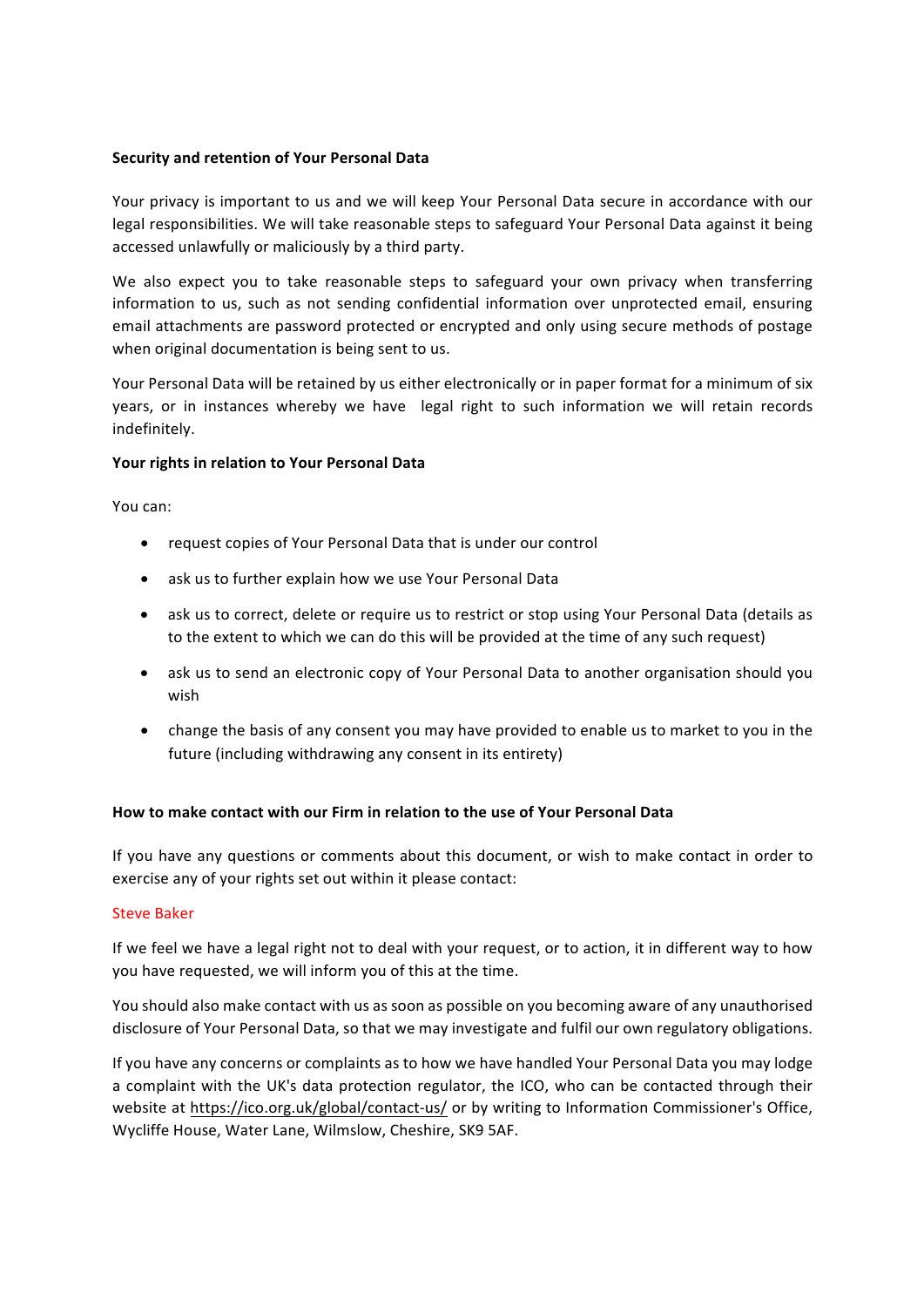**Security and retention of Your Personal Data**

Your privacy is important to us and we will keep Your Personal Data secure in accordance with our legal responsibilities. We will take reasonable steps to safeguard Your Personal Data against it being accessed unlawfully or maliciously by a third party.

We also expect you to take reasonable steps to safeguard your own privacy when transferring information to us, such as not sending confidential information over unprotected email, ensuring email attachments are password protected or encrypted and only using secure methods of postage when original documentation is being sent to us.

Your Personal Data will be retained by us either electronically or in paper format for a minimum of six years, or in instances whereby we have legal right to such information we will retain records indefinitely.

**Your rights in relation to Your Personal Data**

You can:

- request copies of Your Personal Data that is under our control
- ask us to further explain how we use Your Personal Data
- ask us to correct, delete or require us to restrict or stop using Your Personal Data (details as to the extent to which we can do this will be provided at the time of any such request)
- ask us to send an electronic copy of Your Personal Data to another organisation should you wish
- change the basis of any consent you may have provided to enable us to market to you in the future (including withdrawing any consent in its entirety)

**How to make contact with our Firm in relation to the use of Your Personal Data**

If you have any questions or comments about this document, or wish to make contact in order to exercise any of your rights set out within it please contact:

Steve Baker

If we feel we have a legal right not to deal with your request, or to action, it in different way to how you have requested, we will inform you of this at the time.

You should also make contact with us as soon as possible on you becoming aware of any unauthorised disclosure of Your Personal Data, so that we may investigate and fulfil our own regulatory obligations.

If you have any concerns or complaints as to how we have handled Your Personal Data you may lodge a complaint with the UK's data protection regulator, the ICO, who can be contacted through their website at https://ico.org.uk/global/contact-us/ or by writing to Information Commissioner's Office, Wycliffe House, Water Lane, Wilmslow, Cheshire, SK9 5AF.